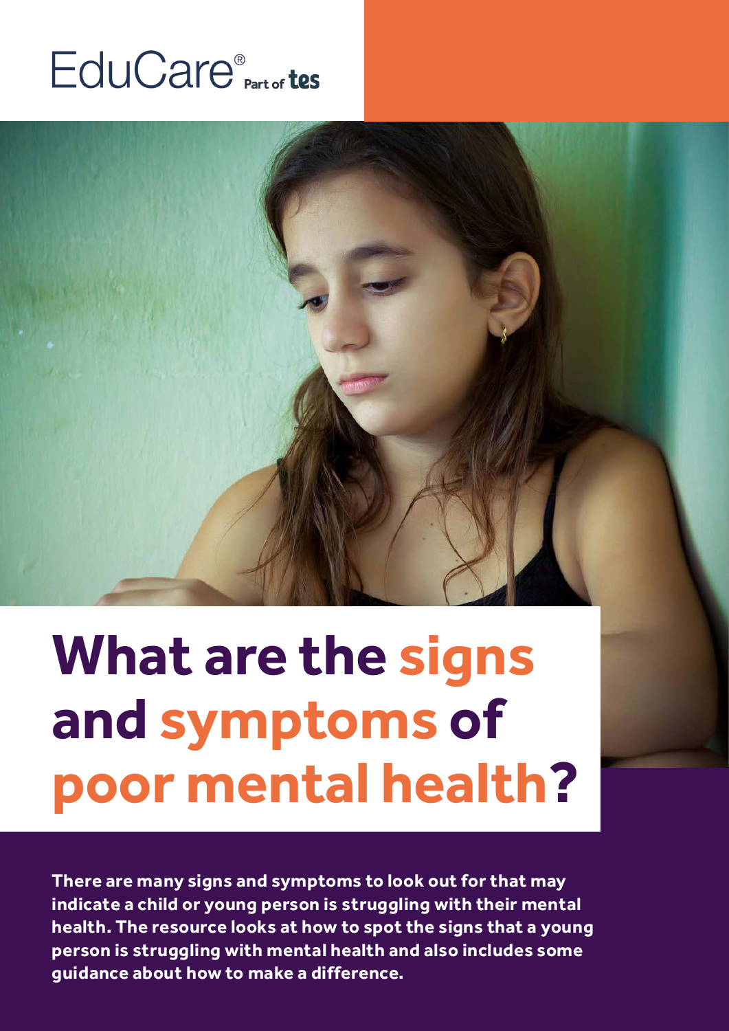EduCare® Part of tes

# What are the signs and symptoms of poor mental health?

**There are many signs and symptoms to look out for that may indicate a child or young person is struggling with their mental health. The resource looks at how to spot the signs that a young person is struggling with mental health and also includes some guidance about how to make a difference.**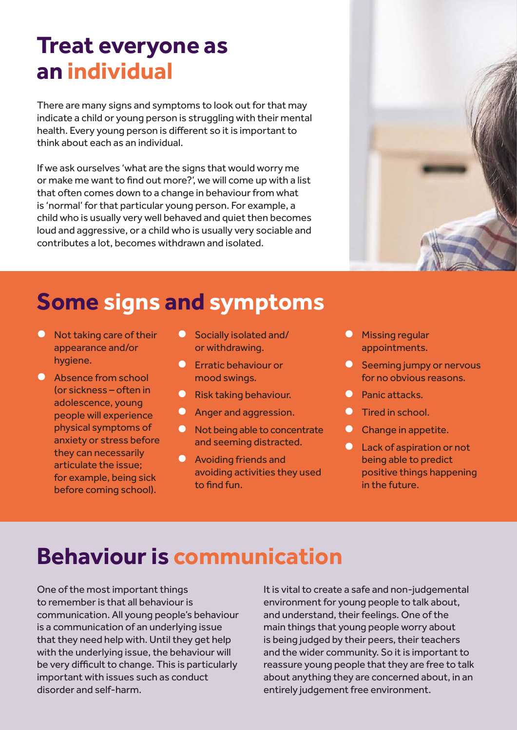# Treat everyone as an individual

There are many signs and symptoms to look out for that may indicate a child or young person is struggling with their mental health. Every young person is different so it is important to think about each as an individual.

If we ask ourselves 'what are the signs that would worry me or make me want to find out more?', we will come up with a list that often comes down to a change in behaviour from what is 'normal' for that particular young person. For example, a child who is usually very well behaved and quiet then becomes loud and aggressive, or a child who is usually very sociable and contributes a lot, becomes withdrawn and isolated.

## Some signs and symptoms

- Not taking care of their appearance and/or hygiene.
- Absence from school (or sickness – often in adolescence, young people will experience physical symptoms of anxiety or stress before they can necessarily articulate the issue; for example, being sick before coming school).
- Socially isolated and/ or withdrawing.
- Erratic behaviour or mood swings.
- Risk taking behaviour.
- Anger and aggression.
- Not being able to concentrate and seeming distracted.
- Avoiding friends and avoiding activities they used to find fun.
- Missing regular appointments.
- Seeming jumpy or nervous for no obvious reasons.
- Panic attacks.
- Tired in school.
- Change in appetite.
- Lack of aspiration or not being able to predict positive things happening in the future.

## Behaviour is communication

One of the most important things to remember is that all behaviour is communication. All young people's behaviour is a communication of an underlying issue that they need help with. Until they get help with the underlying issue, the behaviour will be very difficult to change. This is particularly important with issues such as conduct disorder and self-harm.

It is vital to create a safe and non-judgemental environment for young people to talk about, and understand, their feelings. One of the main things that young people worry about is being judged by their peers, their teachers and the wider community. So it is important to reassure young people that they are free to talk about anything they are concerned about, in an entirely judgement free environment.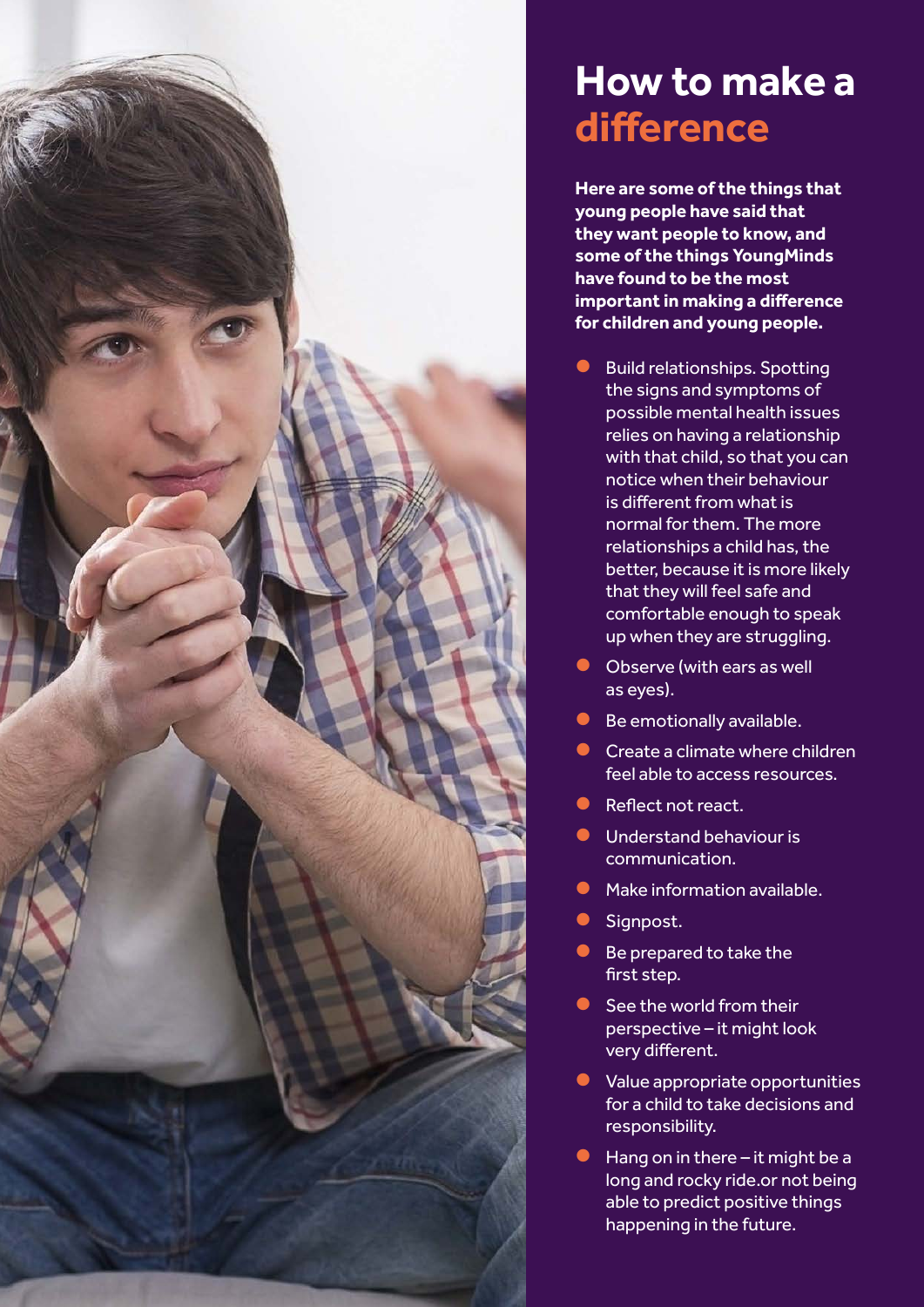# How to make a difference

**Here are some of the things that young people have said that they want people to know, and some of the things YoungMinds have found to be the most important in making a difference for children and young people.**

- Build relationships. Spotting the signs and symptoms of possible mental health issues relies on having a relationship with that child, so that you can notice when their behaviour is different from what is normal for them. The more relationships a child has, the better, because it is more likely that they will feel safe and comfortable enough to speak up when they are struggling.
- Observe (with ears as well as eyes).
- Be emotionally available.
- Create a climate where children feel able to access resources.
- Reflect not react.
- Understand behaviour is communication.
- Make information available.
- Signpost.
- Be prepared to take the first step.
- See the world from their perspective – it might look very different.
- Value appropriate opportunities for a child to take decisions and responsibility.
- Hang on in there – it might be a long and rocky ride.or not being able to predict positive things happening in the future.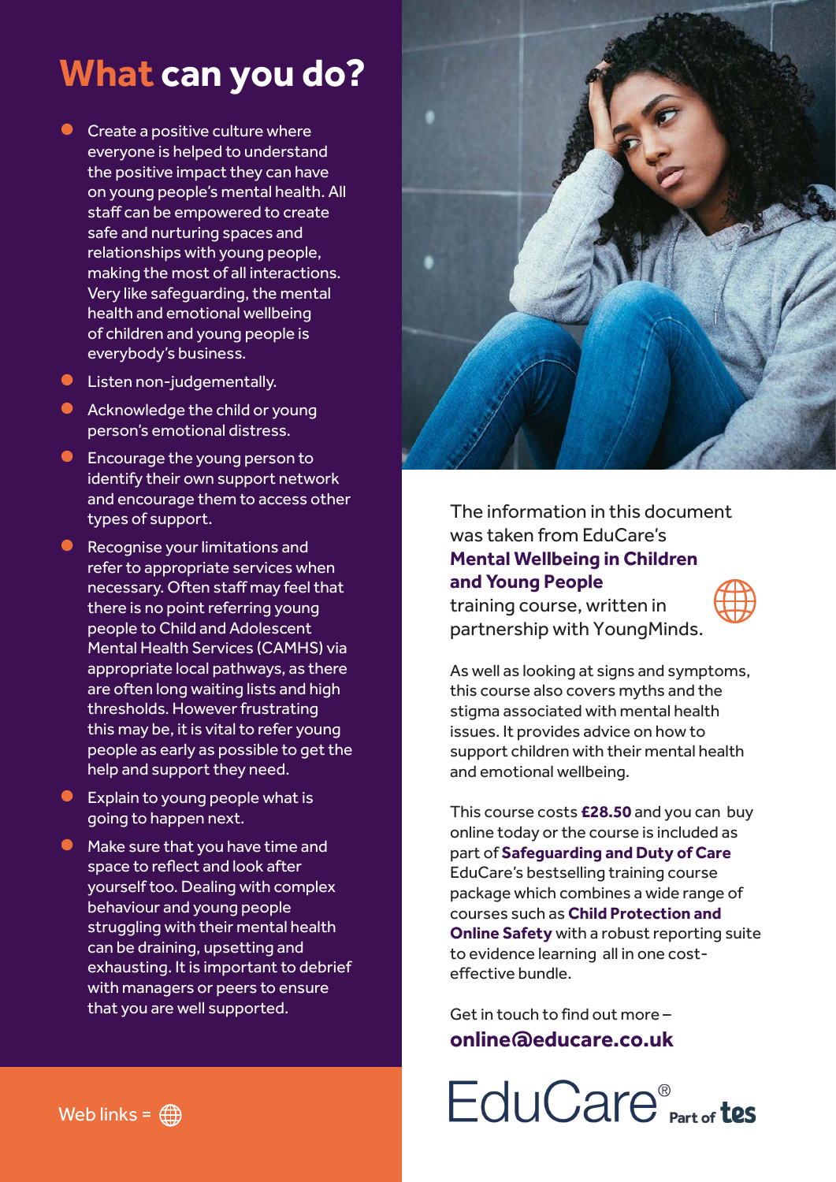# What can you do?

- Create a positive culture where everyone is helped to understand the positive impact they can have on young people's mental health. All staff can be empowered to create safe and nurturing spaces and relationships with young people, making the most of all interactions. Very like safeguarding, the mental health and emotional wellbeing of children and young people is everybody's business.
- Listen non-judgementally.
- Acknowledge the child or young person's emotional distress.
- Encourage the young person to identify their own support network and encourage them to access other types of support.
- Recognise your limitations and refer to appropriate services when necessary. Often staff may feel that there is no point referring young people to Child and Adolescent Mental Health Services (CAMHS) via appropriate local pathways, as there are often long waiting lists and high thresholds. However frustrating this may be, it is vital to refer young people as early as possible to get the help and support they need.
- Explain to young people what is going to happen next.
- Make sure that you have time and space to reflect and look after yourself too. Dealing with complex behaviour and young people struggling with their mental health can be draining, upsetting and exhausting. It is important to debrief with managers or peers to ensure that you are well supported.

The information in this document was taken from EduCare's **Mental Wellbeing in Children and Young People** training course, written in partnership with YoungMinds.

As well as looking at signs and symptoms, this course also covers myths and the stigma associated with mental health issues. It provides advice on how to support children with their mental health and emotional wellbeing.

This course costs **£28.50** and you can buy online today or the course is included as part of **Safeguarding and Duty of Care** EduCare's bestselling training course package which combines a wide range of courses such as **Child Protection and Online Safety** with a robust reporting suite to evidence learning all in one cost-effective bundle.

Get in touch to find out more – **online@educare.co.uk**

Web links = 🌐

EduCare® Part of tes